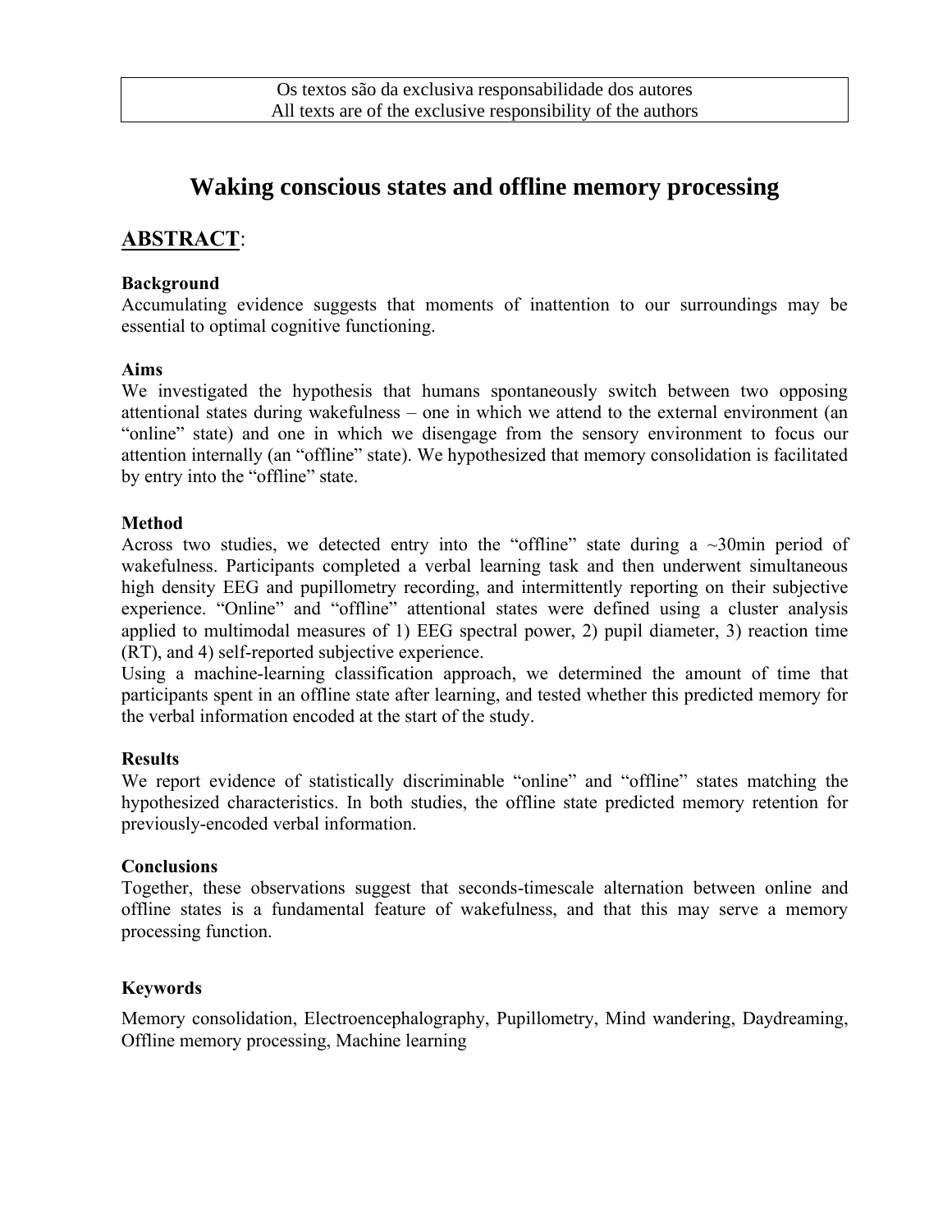Os textos são da exclusiva responsabilidade dos autores
All texts are of the exclusive responsibility of the authors

# Waking conscious states and offline memory processing

## ABSTRACT:

### Background

Accumulating evidence suggests that moments of inattention to our surroundings may be essential to optimal cognitive functioning.

### Aims

We investigated the hypothesis that humans spontaneously switch between two opposing attentional states during wakefulness – one in which we attend to the external environment (an "online" state) and one in which we disengage from the sensory environment to focus our attention internally (an "offline" state). We hypothesized that memory consolidation is facilitated by entry into the "offline" state.

### Method

Across two studies, we detected entry into the "offline" state during a ~30min period of wakefulness. Participants completed a verbal learning task and then underwent simultaneous high density EEG and pupillometry recording, and intermittently reporting on their subjective experience. "Online" and "offline" attentional states were defined using a cluster analysis applied to multimodal measures of 1) EEG spectral power, 2) pupil diameter, 3) reaction time (RT), and 4) self-reported subjective experience.

Using a machine-learning classification approach, we determined the amount of time that participants spent in an offline state after learning, and tested whether this predicted memory for the verbal information encoded at the start of the study.

### Results

We report evidence of statistically discriminable "online" and "offline" states matching the hypothesized characteristics. In both studies, the offline state predicted memory retention for previously-encoded verbal information.

### Conclusions

Together, these observations suggest that seconds-timescale alternation between online and offline states is a fundamental feature of wakefulness, and that this may serve a memory processing function.

### Keywords

Memory consolidation, Electroencephalography, Pupillometry, Mind wandering, Daydreaming, Offline memory processing, Machine learning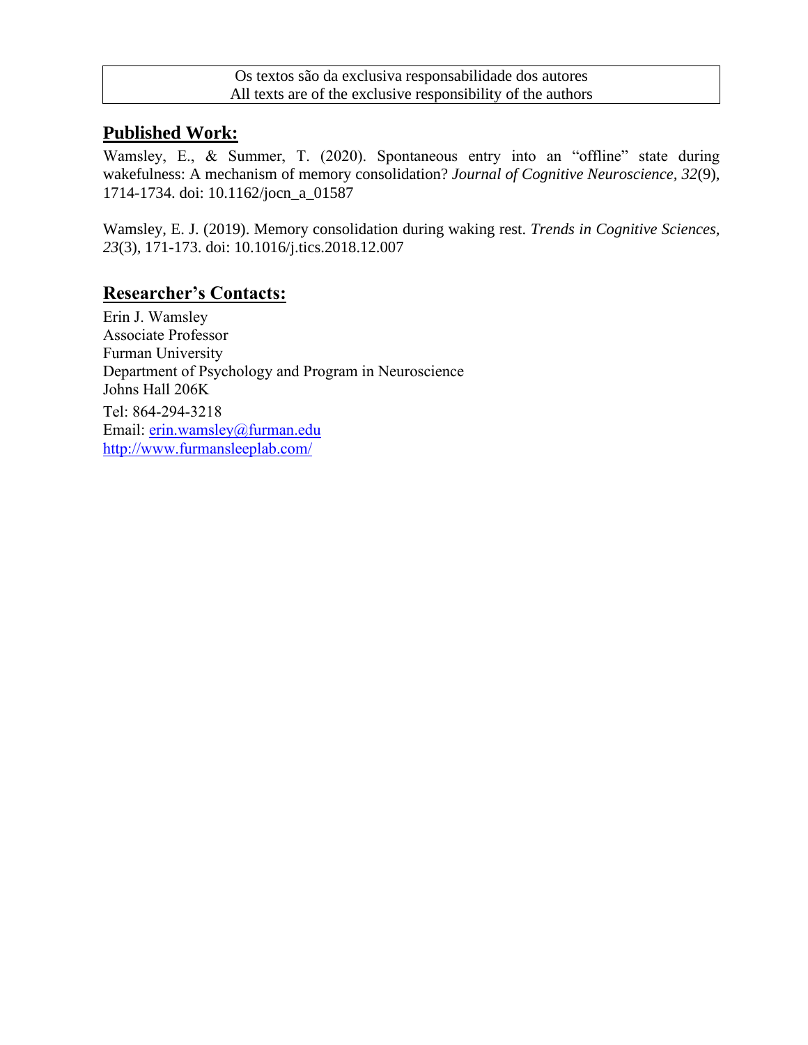Os textos são da exclusiva responsabilidade dos autores
All texts are of the exclusive responsibility of the authors

## Published Work:

Wamsley, E., & Summer, T. (2020). Spontaneous entry into an "offline" state during wakefulness: A mechanism of memory consolidation? *Journal of Cognitive Neuroscience, 32*(9), 1714-1734. doi: 10.1162/jocn_a_01587

Wamsley, E. J. (2019). Memory consolidation during waking rest. *Trends in Cognitive Sciences, 23*(3), 171-173. doi: 10.1016/j.tics.2018.12.007

## Researcher's Contacts:

Erin J. Wamsley
Associate Professor
Furman University
Department of Psychology and Program in Neuroscience
Johns Hall 206K
Tel: 864-294-3218
Email: erin.wamsley@furman.edu
http://www.furmansleeplab.com/